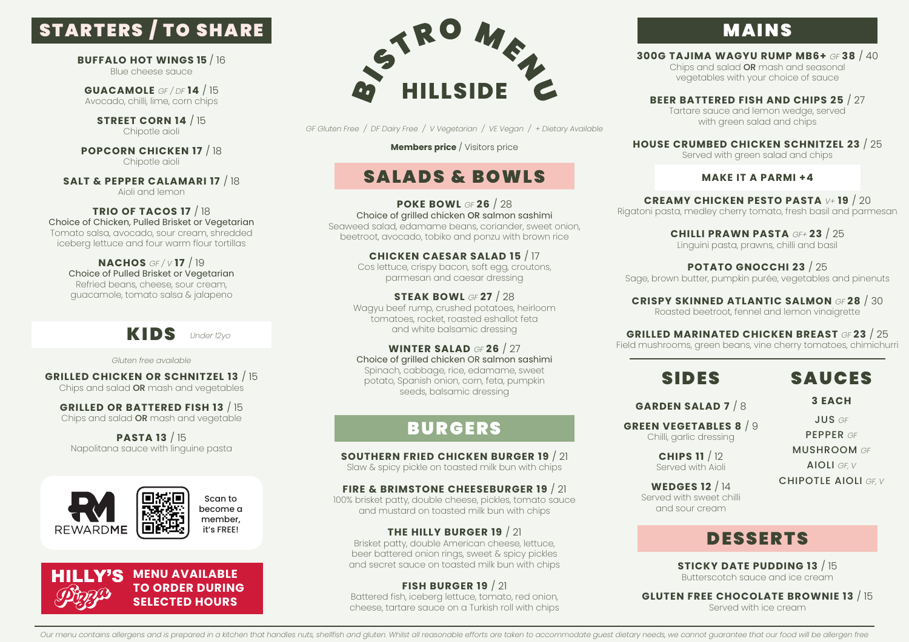# BISTRO MENU HILLSIDE

*GF Gluten Free / DF Dairy Free / V Vegetarian / VE Vegan / + Dietary Available*

**Members price** / Visitors price

## STARTERS / TO SHARE

**BUFFALO HOT WINGS 15** / 16
Blue cheese sauce

**GUACAMOLE** *GF / DF* **14** / 15
Avocado, chilli, lime, corn chips

**STREET CORN 14** / 15
Chipotle aioli

**POPCORN CHICKEN 17** / 18
Chipotle aioli

**SALT & PEPPER CALAMARI 17** / 18
Aioli and lemon

**TRIO OF TACOS 17** / 18
Choice of Chicken, Pulled Brisket or Vegetarian
Tomato salsa, avocado, sour cream, shredded iceberg lettuce and four warm flour tortillas

**NACHOS** *GF / V* **17** / 19
Choice of Pulled Brisket or Vegetarian
Refried beans, cheese, sour cream, guacamole, tomato salsa & jalapeno

## KIDS *Under 12yo*

*Gluten free available*

**GRILLED CHICKEN OR SCHNITZEL 13** / 15
Chips and salad **OR** mash and vegetables

**GRILLED OR BATTERED FISH 13** / 15
Chips and salad **OR** mash and vegetable

**PASTA 13** / 15
Napolitana sauce with linguine pasta

REWARDME — Scan to become a member, it's FREE!

**HILLY'S Pizza** — MENU AVAILABLE TO ORDER DURING SELECTED HOURS

## SALADS & BOWLS

**POKE BOWL** *GF* **26** / 28
Choice of grilled chicken OR salmon sashimi
Seaweed salad, edamame beans, coriander, sweet onion, beetroot, avocado, tobiko and ponzu with brown rice

**CHICKEN CAESAR SALAD 15** / 17
Cos lettuce, crispy bacon, soft egg, croutons, parmesan and caesar dressing

**STEAK BOWL** *GF* **27** / 28
Wagyu beef rump, crushed potatoes, heirloom tomatoes, rocket, roasted eshallot feta and white balsamic dressing

**WINTER SALAD** *GF* **26** / 27
Choice of grilled chicken OR salmon sashimi
Spinach, cabbage, rice, edamame, sweet potato, Spanish onion, corn, feta, pumpkin seeds, balsamic dressing

## BURGERS

**SOUTHERN FRIED CHICKEN BURGER 19** / 21
Slaw & spicy pickle on toasted milk bun with chips

**FIRE & BRIMSTONE CHEESEBURGER 19** / 21
100% brisket patty, double cheese, pickles, tomato sauce and mustard on toasted milk bun with chips

**THE HILLY BURGER 19** / 21
Brisket patty, double American cheese, lettuce, beer battered onion rings, sweet & spicy pickles and secret sauce on toasted milk bun with chips

**FISH BURGER 19** / 21
Battered fish, iceberg lettuce, tomato, red onion, cheese, tartare sauce on a Turkish roll with chips

## MAINS

**300G TAJIMA WAGYU RUMP MB6+** *GF* **38** / 40
Chips and salad **OR** mash and seasonal vegetables with your choice of sauce

**BEER BATTERED FISH AND CHIPS 25** / 27
Tartare sauce and lemon wedge, served with green salad and chips

**HOUSE CRUMBED CHICKEN SCHNITZEL 23** / 25
Served with green salad and chips

**MAKE IT A PARMI +4**

**CREAMY CHICKEN PESTO PASTA** *V+* **19** / 20
Rigatoni pasta, medley cherry tomato, fresh basil and parmesan

**CHILLI PRAWN PASTA** *GF+* **23** / 25
Linguini pasta, prawns, chilli and basil

**POTATO GNOCCHI 23** / 25
Sage, brown butter, pumpkin purée, vegetables and pinenuts

**CRISPY SKINNED ATLANTIC SALMON** *GF* **28** / 30
Roasted beetroot, fennel and lemon vinaigrette

**GRILLED MARINATED CHICKEN BREAST** *GF* **23** / 25
Field mushrooms, green beans, vine cherry tomatoes, chimichurri

## SIDES

**GARDEN SALAD 7** / 8

**GREEN VEGETABLES 8** / 9
Chilli, garlic dressing

**CHIPS 11** / 12
Served with Aioli

**WEDGES 12** / 14
Served with sweet chilli and sour cream

## SAUCES

**3 EACH**

JUS *GF*
PEPPER *GF*
MUSHROOM *GF*
AIOLI *GF, V*
CHIPOTLE AIOLI *GF, V*

## DESSERTS

**STICKY DATE PUDDING 13** / 15
Butterscotch sauce and ice cream

**GLUTEN FREE CHOCOLATE BROWNIE 13** / 15
Served with ice cream

*Our menu contains allergens and is prepared in a kitchen that handles nuts, shellfish and gluten. Whilst all reasonable efforts are taken to accommodate guest dietary needs, we cannot guarantee that our food will be allergen free*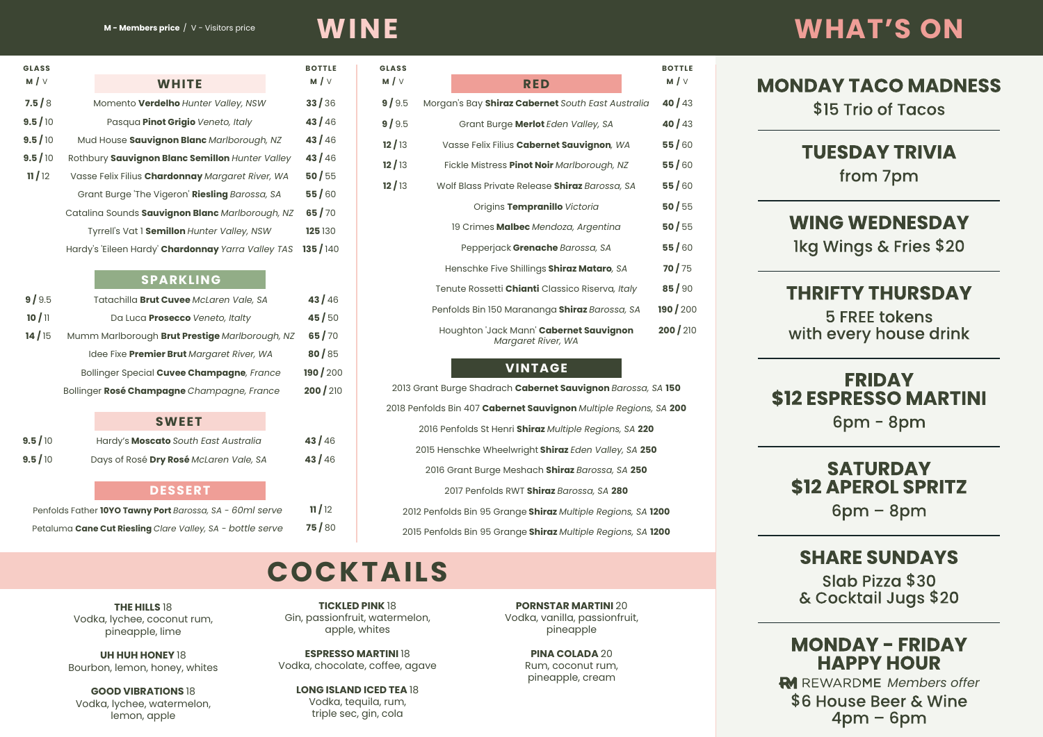# WINE

**M - Members price** / V - Visitors price

## WHITE

| GLASS M / V | | BOTTLE M / V |
|---|---|---|
| **7.5** / 8 | Momento **Verdelho** *Hunter Valley, NSW* | **33** / 36 |
| **9.5** / 10 | Pasqua **Pinot Grigio** *Veneto, Italy* | **43** / 46 |
| **9.5** / 10 | Mud House **Sauvignon Blanc** *Marlborough, NZ* | **43** / 46 |
| **9.5** / 10 | Rothbury **Sauvignon Blanc Semillon** *Hunter Valley* | **43** / 46 |
| **11** / 12 | Vasse Felix Filius **Chardonnay** *Margaret River, WA* | **50** / 55 |
| | Grant Burge 'The Vigeron' **Riesling** *Barossa, SA* | **55** / 60 |
| | Catalina Sounds **Sauvignon Blanc** *Marlborough, NZ* | **65** / 70 |
| | Tyrrell's Vat 1 **Semillon** *Hunter Valley, NSW* | **125** 130 |
| | Hardy's 'Eileen Hardy' **Chardonnay** *Yarra Valley TAS* | **135** / 140 |

## SPARKLING

| GLASS M / V | | BOTTLE M / V |
|---|---|---|
| **9** / 9.5 | Tatachilla **Brut Cuvee** *McLaren Vale, SA* | **43** / 46 |
| **10** / 11 | Da Luca **Prosecco** *Veneto, Itlaty* | **45** / 50 |
| **14** / 15 | Mumm Marlborough **Brut Prestige** *Marlborough, NZ* | **65** / 70 |
| | Idee Fixe **Premier Brut** *Margaret River, WA* | **80** / 85 |
| | Bollinger Special **Cuvee Champagne**, *France* | **190** / 200 |
| | Bollinger **Rosé Champagne** *Champagne, France* | **200** / 210 |

## SWEET

| GLASS M / V | | BOTTLE M / V |
|---|---|---|
| **9.5** / 10 | Hardy's **Moscato** *South East Australia* | **43** / 46 |
| **9.5** / 10 | Days of Rosé **Dry Rosé** *McLaren Vale, SA* | **43** / 46 |

## DESSERT

| | |
|---|---|
| Penfolds Father **10YO Tawny Port** *Barossa, SA - 60ml serve* | **11** / 12 |
| Petaluma **Cane Cut Riesling** *Clare Valley, SA - bottle serve* | **75** / 80 |

## RED

| GLASS M / V | | BOTTLE M / V |
|---|---|---|
| **9** / 9.5 | Morgan's Bay **Shiraz Cabernet** *South East Australia* | **40** / 43 |
| **9** / 9.5 | Grant Burge **Merlot** *Eden Valley, SA* | **40** / 43 |
| **12** / 13 | Vasse Felix Filius **Cabernet Sauvignon**, *WA* | **55** / 60 |
| **12** / 13 | Fickle Mistress **Pinot Noir** *Marlborough, NZ* | **55** / 60 |
| **12** / 13 | Wolf Blass Private Release **Shiraz** *Barossa, SA* | **55** / 60 |
| | Origins **Tempranillo** *Victoria* | **50** / 55 |
| | 19 Crimes **Malbec** *Mendoza, Argentina* | **50** / 55 |
| | Pepperjack **Grenache** *Barossa, SA* | **55** / 60 |
| | Henschke Five Shillings **Shiraz Mataro**, *SA* | **70** / 75 |
| | Tenute Rossetti **Chianti** Classico Riserva, *Italy* | **85** / 90 |
| | Penfolds Bin 150 Marananga **Shiraz** *Barossa, SA* | **190** / 200 |
| | Houghton 'Jack Mann' **Cabernet Sauvignon** *Margaret River, WA* | **200** / 210 |

## VINTAGE

- 2013 Grant Burge Shadrach **Cabernet Sauvignon** *Barossa, SA* **150**
- 2018 Penfolds Bin 407 **Cabernet Sauvignon** *Multiple Regions, SA* **200**
- 2016 Penfolds St Henri **Shiraz** *Multiple Regions, SA* **220**
- 2015 Henschke Wheelwright **Shiraz** *Eden Valley, SA* **250**
- 2016 Grant Burge Meshach **Shiraz** *Barossa, SA* **250**
- 2017 Penfolds RWT **Shiraz** *Barossa, SA* **280**
- 2012 Penfolds Bin 95 Grange **Shiraz** *Multiple Regions, SA* **1200**
- 2015 Penfolds Bin 95 Grange **Shiraz** *Multiple Regions, SA* **1200**

# COCKTAILS

**THE HILLS** 18
Vodka, lychee, coconut rum, pineapple, lime

**UH HUH HONEY** 18
Bourbon, lemon, honey, whites

**GOOD VIBRATIONS** 18
Vodka, lychee, watermelon, lemon, apple

**TICKLED PINK** 18
Gin, passionfruit, watermelon, apple, whites

**ESPRESSO MARTINI** 18
Vodka, chocolate, coffee, agave

**LONG ISLAND ICED TEA** 18
Vodka, tequila, rum, triple sec, gin, cola

**PORNSTAR MARTINI** 20
Vodka, vanilla, passionfruit, pineapple

**PINA COLADA** 20
Rum, coconut rum, pineapple, cream

# WHAT'S ON

## MONDAY TACO MADNESS
$15 Trio of Tacos

## TUESDAY TRIVIA
from 7pm

## WING WEDNESDAY
1kg Wings & Fries $20

## THRIFTY THURSDAY
5 FREE tokens with every house drink

## FRIDAY $12 ESPRESSO MARTINI
6pm - 8pm

## SATURDAY $12 APEROL SPRITZ
6pm – 8pm

## SHARE SUNDAYS
Slab Pizza $30 & Cocktail Jugs $20

## MONDAY - FRIDAY HAPPY HOUR
REWARDME *Members offer*
$6 House Beer & Wine
4pm – 6pm